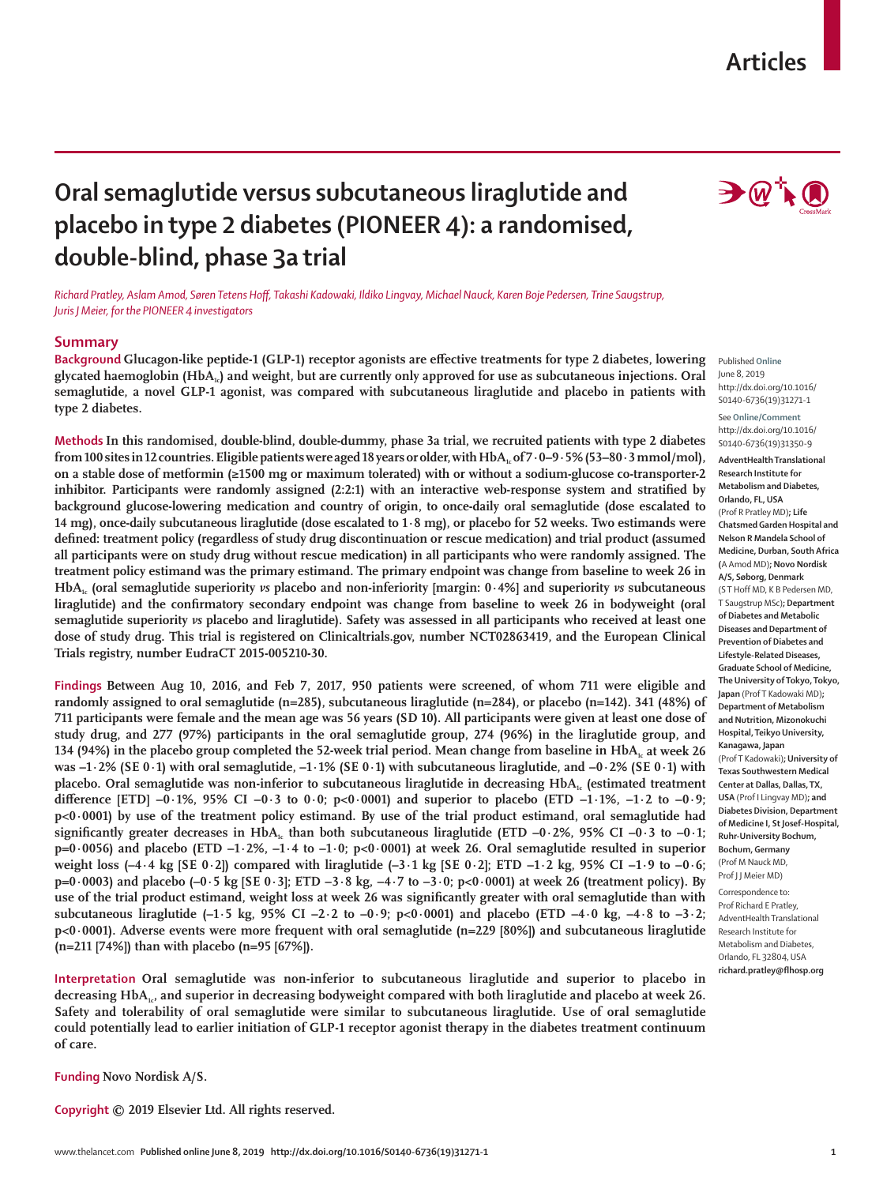# Oral semaglutide versus subcutaneous liraglutide and placebo in type 2 diabetes (PIONEER 4): a randomised, double-blind, phase 3a trial

*Richard Pratley, Aslam Amod, Søren Tetens Hoff, Takashi Kadowaki, Ildiko Lingvay, Michael Nauck, Karen Boje Pedersen, Trine Saugstrup, Juris J Meier, for the PIONEER 4 investigators*

## Summary

**Background** Glucagon-like peptide-1 (GLP-1) receptor agonists are effective treatments for type 2 diabetes, lowering glycated haemoglobin ($HbA_{1c}$) and weight, but are currently only approved for use as subcutaneous injections. Oral semaglutide, a novel GLP-1 agonist, was compared with subcutaneous liraglutide and placebo in patients with type 2 diabetes.

**Methods** In this randomised, double-blind, double-dummy, phase 3a trial, we recruited patients with type 2 diabetes from 100 sites in 12 countries. Eligible patients were aged 18 years or older, with $HbA_{1c}$ of 7·0–9·5% (53–80·3 mmol/mol), on a stable dose of metformin (≥1500 mg or maximum tolerated) with or without a sodium-glucose co-transporter-2 inhibitor. Participants were randomly assigned (2:2:1) with an interactive web-response system and stratified by background glucose-lowering medication and country of origin, to once-daily oral semaglutide (dose escalated to 14 mg), once-daily subcutaneous liraglutide (dose escalated to 1·8 mg), or placebo for 52 weeks. Two estimands were defined: treatment policy (regardless of study drug discontinuation or rescue medication) and trial product (assumed all participants were on study drug without rescue medication) in all participants who were randomly assigned. The treatment policy estimand was the primary estimand. The primary endpoint was change from baseline to week 26 in $HbA_{1c}$ (oral semaglutide superiority *vs* placebo and non-inferiority [margin: 0·4%] and superiority *vs* subcutaneous liraglutide) and the confirmatory secondary endpoint was change from baseline to week 26 in bodyweight (oral semaglutide superiority *vs* placebo and liraglutide). Safety was assessed in all participants who received at least one dose of study drug. This trial is registered on Clinicaltrials.gov, number NCT02863419, and the European Clinical Trials registry, number EudraCT 2015-005210-30.

**Findings** Between Aug 10, 2016, and Feb 7, 2017, 950 patients were screened, of whom 711 were eligible and randomly assigned to oral semaglutide (n=285), subcutaneous liraglutide (n=284), or placebo (n=142). 341 (48%) of 711 participants were female and the mean age was 56 years (SD 10). All participants were given at least one dose of study drug, and 277 (97%) participants in the oral semaglutide group, 274 (96%) in the liraglutide group, and 134 (94%) in the placebo group completed the 52-week trial period. Mean change from baseline in $HbA_{1c}$ at week 26 was –1·2% (SE 0·1) with oral semaglutide, –1·1% (SE 0·1) with subcutaneous liraglutide, and –0·2% (SE 0·1) with placebo. Oral semaglutide was non-inferior to subcutaneous liraglutide in decreasing $HbA_{1c}$ (estimated treatment difference [ETD] –0·1%, 95% CI –0·3 to 0·0; p<0·0001) and superior to placebo (ETD –1·1%, –1·2 to –0·9; p<0·0001) by use of the treatment policy estimand. By use of the trial product estimand, oral semaglutide had significantly greater decreases in $HbA_{1c}$ than both subcutaneous liraglutide (ETD –0·2%, 95% CI –0·3 to –0·1; p=0·0056) and placebo (ETD –1·2%, –1·4 to –1·0; p<0·0001) at week 26. Oral semaglutide resulted in superior weight loss (–4·4 kg [SE 0·2]) compared with liraglutide (–3·1 kg [SE 0·2]; ETD –1·2 kg, 95% CI –1·9 to –0·6; p=0·0003) and placebo (–0·5 kg [SE 0·3]; ETD –3·8 kg, –4·7 to –3·0; p<0·0001) at week 26 (treatment policy). By use of the trial product estimand, weight loss at week 26 was significantly greater with oral semaglutide than with subcutaneous liraglutide (–1·5 kg, 95% CI –2·2 to –0·9; p<0·0001) and placebo (ETD –4·0 kg, –4·8 to –3·2; p<0·0001). Adverse events were more frequent with oral semaglutide (n=229 [80%]) and subcutaneous liraglutide (n=211 [74%]) than with placebo (n=95 [67%]).

**Interpretation** Oral semaglutide was non-inferior to subcutaneous liraglutide and superior to placebo in decreasing $HbA_{1c}$, and superior in decreasing bodyweight compared with both liraglutide and placebo at week 26. Safety and tolerability of oral semaglutide were similar to subcutaneous liraglutide. Use of oral semaglutide could potentially lead to earlier initiation of GLP-1 receptor agonist therapy in the diabetes treatment continuum of care.

**Funding** Novo Nordisk A/S.

**Copyright** © 2019 Elsevier Ltd. All rights reserved.

Published **Online** June 8, 2019 http://dx.doi.org/10.1016/S0140-6736(19)31271-1

See **Online/Comment** http://dx.doi.org/10.1016/S0140-6736(19)31350-9

**AdventHealth Translational Research Institute for Metabolism and Diabetes, Orlando, FL, USA** (Prof R Pratley MD); **Life Chatsmed Garden Hospital and Nelson R Mandela School of Medicine, Durban, South Africa** (A Amod MD); **Novo Nordisk A/S, Søborg, Denmark** (S T Hoff MD, K B Pedersen MD, T Saugstrup MSc); **Department of Diabetes and Metabolic Diseases and Department of Prevention of Diabetes and Lifestyle-Related Diseases, Graduate School of Medicine, The University of Tokyo, Tokyo, Japan** (Prof T Kadowaki MD); **Department of Metabolism and Nutrition, Mizonokuchi Hospital, Teikyo University, Kanagawa, Japan** (Prof T Kadowaki); **University of Texas Southwestern Medical Center at Dallas, Dallas, TX, USA** (Prof I Lingvay MD); and **Diabetes Division, Department of Medicine I, St Josef-Hospital, Ruhr-University Bochum, Bochum, Germany** (Prof M Nauck MD, Prof J J Meier MD)

Correspondence to: Prof Richard E Pratley, AdventHealth Translational Research Institute for Metabolism and Diabetes, Orlando, FL 32804, USA **richard.pratley@flhosp.org**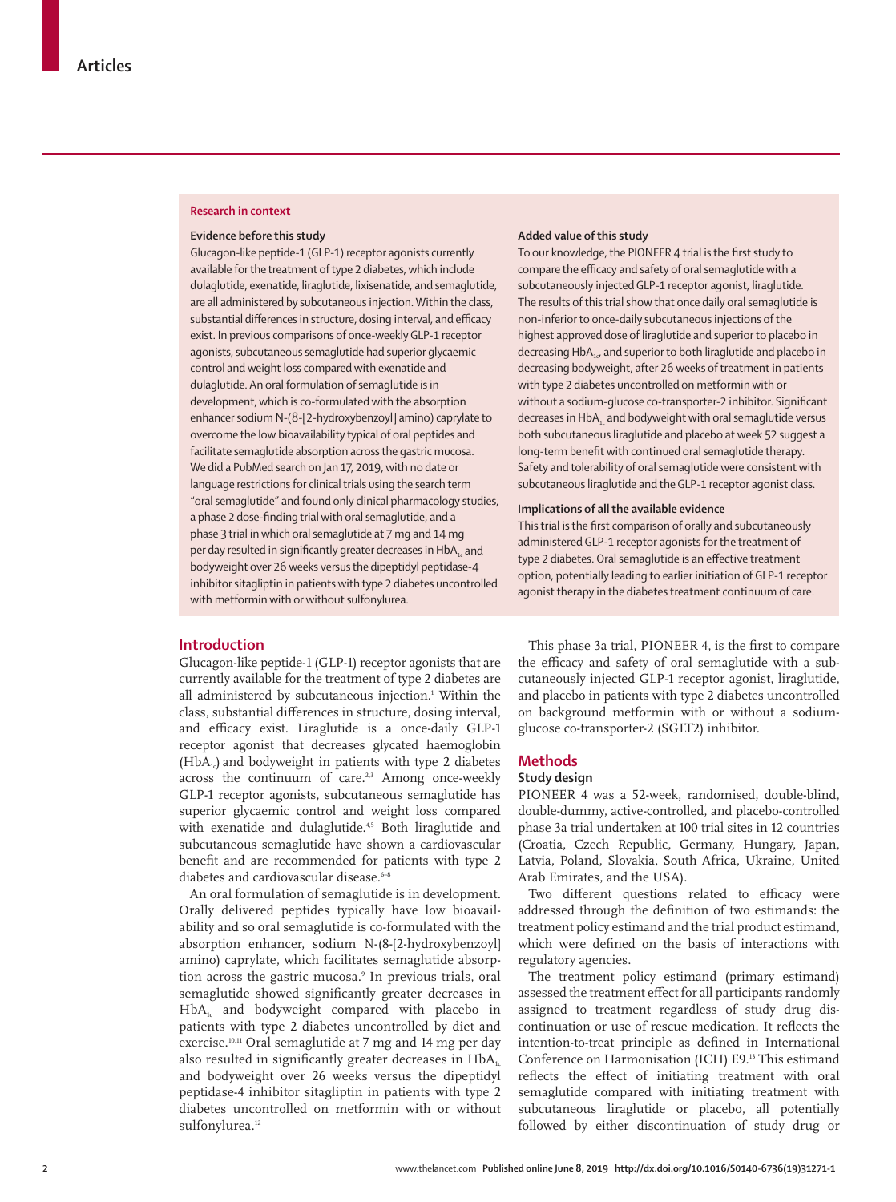## Research in context

### Evidence before this study

Glucagon-like peptide-1 (GLP-1) receptor agonists currently available for the treatment of type 2 diabetes, which include dulaglutide, exenatide, liraglutide, lixisenatide, and semaglutide, are all administered by subcutaneous injection. Within the class, substantial differences in structure, dosing interval, and efficacy exist. In previous comparisons of once-weekly GLP-1 receptor agonists, subcutaneous semaglutide had superior glycaemic control and weight loss compared with exenatide and dulaglutide. An oral formulation of semaglutide is in development, which is co-formulated with the absorption enhancer sodium N-(8-[2-hydroxybenzoyl] amino) caprylate to overcome the low bioavailability typical of oral peptides and facilitate semaglutide absorption across the gastric mucosa. We did a PubMed search on Jan 17, 2019, with no date or language restrictions for clinical trials using the search term "oral semaglutide" and found only clinical pharmacology studies, a phase 2 dose-finding trial with oral semaglutide, and a phase 3 trial in which oral semaglutide at 7 mg and 14 mg per day resulted in significantly greater decreases in $HbA_{1c}$ and bodyweight over 26 weeks versus the dipeptidyl peptidase-4 inhibitor sitagliptin in patients with type 2 diabetes uncontrolled with metformin with or without sulfonylurea.

### Added value of this study

To our knowledge, the PIONEER 4 trial is the first study to compare the efficacy and safety of oral semaglutide with a subcutaneously injected GLP-1 receptor agonist, liraglutide. The results of this trial show that once daily oral semaglutide is non-inferior to once-daily subcutaneous injections of the highest approved dose of liraglutide and superior to placebo in decreasing $HbA_{1c}$, and superior to both liraglutide and placebo in decreasing bodyweight, after 26 weeks of treatment in patients with type 2 diabetes uncontrolled on metformin with or without a sodium-glucose co-transporter-2 inhibitor. Significant decreases in $HbA_{1c}$ and bodyweight with oral semaglutide versus both subcutaneous liraglutide and placebo at week 52 suggest a long-term benefit with continued oral semaglutide therapy. Safety and tolerability of oral semaglutide were consistent with subcutaneous liraglutide and the GLP-1 receptor agonist class.

### Implications of all the available evidence

This trial is the first comparison of orally and subcutaneously administered GLP-1 receptor agonists for the treatment of type 2 diabetes. Oral semaglutide is an effective treatment option, potentially leading to earlier initiation of GLP-1 receptor agonist therapy in the diabetes treatment continuum of care.

## Introduction

Glucagon-like peptide-1 (GLP-1) receptor agonists that are currently available for the treatment of type 2 diabetes are all administered by subcutaneous injection.[1] Within the class, substantial differences in structure, dosing interval, and efficacy exist. Liraglutide is a once-daily GLP-1 receptor agonist that decreases glycated haemoglobin ($HbA_{1c}$) and bodyweight in patients with type 2 diabetes across the continuum of care.[2,3] Among once-weekly GLP-1 receptor agonists, subcutaneous semaglutide has superior glycaemic control and weight loss compared with exenatide and dulaglutide.[4,5] Both liraglutide and subcutaneous semaglutide have shown a cardiovascular benefit and are recommended for patients with type 2 diabetes and cardiovascular disease.[6–8]

An oral formulation of semaglutide is in development. Orally delivered peptides typically have low bioavailability and so oral semaglutide is co-formulated with the absorption enhancer, sodium N-(8-[2-hydroxybenzoyl] amino) caprylate, which facilitates semaglutide absorption across the gastric mucosa.[9] In previous trials, oral semaglutide showed significantly greater decreases in $HbA_{1c}$ and bodyweight compared with placebo in patients with type 2 diabetes uncontrolled by diet and exercise.[10,11] Oral semaglutide at 7 mg and 14 mg per day also resulted in significantly greater decreases in $HbA_{1c}$ and bodyweight over 26 weeks versus the dipeptidyl peptidase-4 inhibitor sitagliptin in patients with type 2 diabetes uncontrolled on metformin with or without sulfonylurea.[12]

This phase 3a trial, PIONEER 4, is the first to compare the efficacy and safety of oral semaglutide with a subcutaneously injected GLP-1 receptor agonist, liraglutide, and placebo in patients with type 2 diabetes uncontrolled on background metformin with or without a sodium-glucose co-transporter-2 (SGLT2) inhibitor.

## Methods

### Study design

PIONEER 4 was a 52-week, randomised, double-blind, double-dummy, active-controlled, and placebo-controlled phase 3a trial undertaken at 100 trial sites in 12 countries (Croatia, Czech Republic, Germany, Hungary, Japan, Latvia, Poland, Slovakia, South Africa, Ukraine, United Arab Emirates, and the USA).

Two different questions related to efficacy were addressed through the definition of two estimands: the treatment policy estimand and the trial product estimand, which were defined on the basis of interactions with regulatory agencies.

The treatment policy estimand (primary estimand) assessed the treatment effect for all participants randomly assigned to treatment regardless of study drug discontinuation or use of rescue medication. It reflects the intention-to-treat principle as defined in International Conference on Harmonisation (ICH) E9.[13] This estimand reflects the effect of initiating treatment with oral semaglutide compared with initiating treatment with subcutaneous liraglutide or placebo, all potentially followed by either discontinuation of study drug or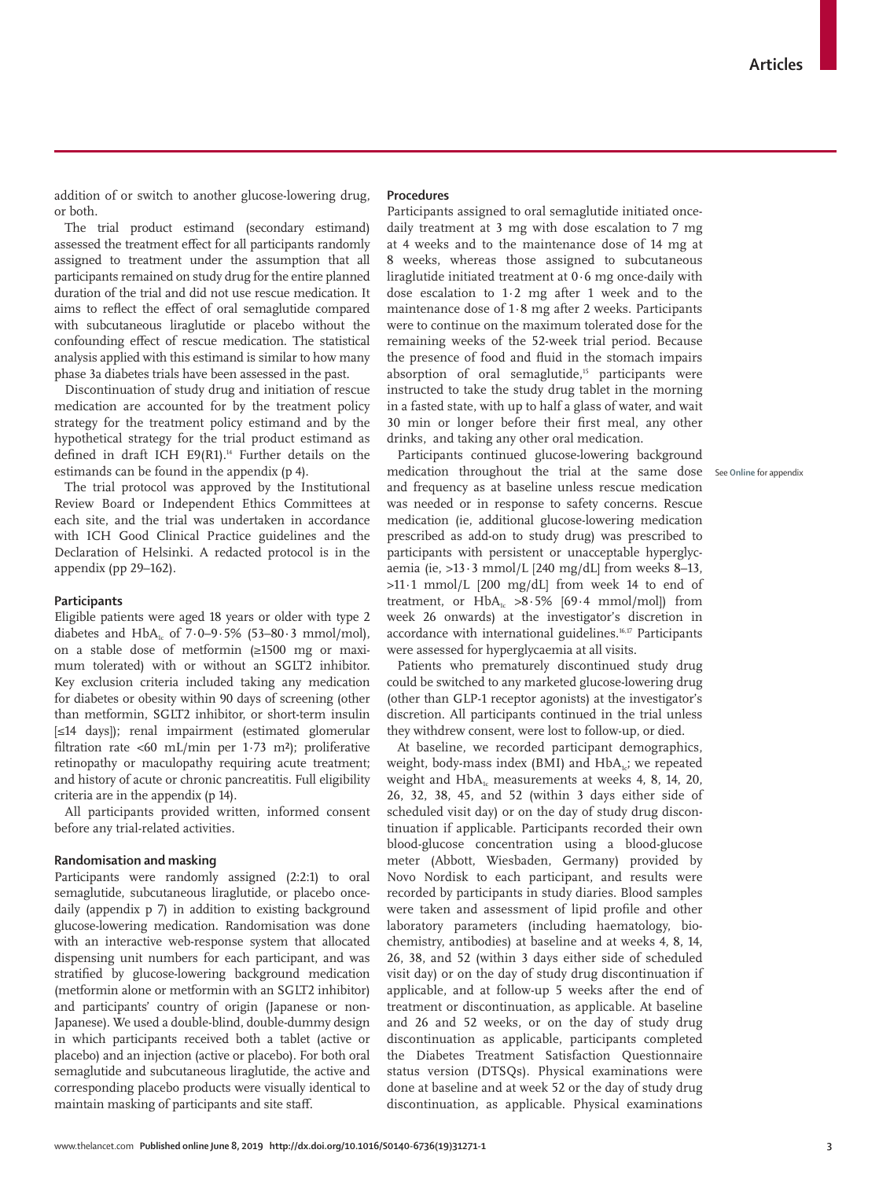addition of or switch to another glucose-lowering drug, or both.

The trial product estimand (secondary estimand) assessed the treatment effect for all participants randomly assigned to treatment under the assumption that all participants remained on study drug for the entire planned duration of the trial and did not use rescue medication. It aims to reflect the effect of oral semaglutide compared with subcutaneous liraglutide or placebo without the confounding effect of rescue medication. The statistical analysis applied with this estimand is similar to how many phase 3a diabetes trials have been assessed in the past.

Discontinuation of study drug and initiation of rescue medication are accounted for by the treatment policy strategy for the treatment policy estimand and by the hypothetical strategy for the trial product estimand as defined in draft ICH E9(R1).[14] Further details on the estimands can be found in the appendix (p 4).

The trial protocol was approved by the Institutional Review Board or Independent Ethics Committees at each site, and the trial was undertaken in accordance with ICH Good Clinical Practice guidelines and the Declaration of Helsinki. A redacted protocol is in the appendix (pp 29–162).

## Participants

Eligible patients were aged 18 years or older with type 2 diabetes and $HbA_{1c}$ of 7·0–9·5% (53–80·3 mmol/mol), on a stable dose of metformin (≥1500 mg or maximum tolerated) with or without an SGLT2 inhibitor. Key exclusion criteria included taking any medication for diabetes or obesity within 90 days of screening (other than metformin, SGLT2 inhibitor, or short-term insulin [≤14 days]); renal impairment (estimated glomerular filtration rate <60 mL/min per 1·73 m²); proliferative retinopathy or maculopathy requiring acute treatment; and history of acute or chronic pancreatitis. Full eligibility criteria are in the appendix (p 14).

All participants provided written, informed consent before any trial-related activities.

## Randomisation and masking

Participants were randomly assigned (2:2:1) to oral semaglutide, subcutaneous liraglutide, or placebo once-daily (appendix p 7) in addition to existing background glucose-lowering medication. Randomisation was done with an interactive web-response system that allocated dispensing unit numbers for each participant, and was stratified by glucose-lowering background medication (metformin alone or metformin with an SGLT2 inhibitor) and participants' country of origin (Japanese or non-Japanese). We used a double-blind, double-dummy design in which participants received both a tablet (active or placebo) and an injection (active or placebo). For both oral semaglutide and subcutaneous liraglutide, the active and corresponding placebo products were visually identical to maintain masking of participants and site staff.

## Procedures

Participants assigned to oral semaglutide initiated once-daily treatment at 3 mg with dose escalation to 7 mg at 4 weeks and to the maintenance dose of 14 mg at 8 weeks, whereas those assigned to subcutaneous liraglutide initiated treatment at 0·6 mg once-daily with dose escalation to 1·2 mg after 1 week and to the maintenance dose of 1·8 mg after 2 weeks. Participants were to continue on the maximum tolerated dose for the remaining weeks of the 52-week trial period. Because the presence of food and fluid in the stomach impairs absorption of oral semaglutide,[15] participants were instructed to take the study drug tablet in the morning in a fasted state, with up to half a glass of water, and wait 30 min or longer before their first meal, any other drinks, and taking any other oral medication.

See Online for appendix

Participants continued glucose-lowering background medication throughout the trial at the same dose and frequency as at baseline unless rescue medication was needed or in response to safety concerns. Rescue medication (ie, additional glucose-lowering medication prescribed as add-on to study drug) was prescribed to participants with persistent or unacceptable hyperglycaemia (ie, >13·3 mmol/L [240 mg/dL] from weeks 8–13, >11·1 mmol/L [200 mg/dL] from week 14 to end of treatment, or $HbA_{1c}$ >8·5% [69·4 mmol/mol]) from week 26 onwards) at the investigator's discretion in accordance with international guidelines.[16,17] Participants were assessed for hyperglycaemia at all visits.

Patients who prematurely discontinued study drug could be switched to any marketed glucose-lowering drug (other than GLP-1 receptor agonists) at the investigator's discretion. All participants continued in the trial unless they withdrew consent, were lost to follow-up, or died.

At baseline, we recorded participant demographics, weight, body-mass index (BMI) and $HbA_{1c}$; we repeated weight and $HbA_{1c}$ measurements at weeks 4, 8, 14, 20, 26, 32, 38, 45, and 52 (within 3 days either side of scheduled visit day) or on the day of study drug discontinuation if applicable. Participants recorded their own blood-glucose concentration using a blood-glucose meter (Abbott, Wiesbaden, Germany) provided by Novo Nordisk to each participant, and results were recorded by participants in study diaries. Blood samples were taken and assessment of lipid profile and other laboratory parameters (including haematology, biochemistry, antibodies) at baseline and at weeks 4, 8, 14, 26, 38, and 52 (within 3 days either side of scheduled visit day) or on the day of study drug discontinuation if applicable, and at follow-up 5 weeks after the end of treatment or discontinuation, as applicable. At baseline and 26 and 52 weeks, or on the day of study drug discontinuation as applicable, participants completed the Diabetes Treatment Satisfaction Questionnaire status version (DTSQs). Physical examinations were done at baseline and at week 52 or the day of study drug discontinuation, as applicable. Physical examinations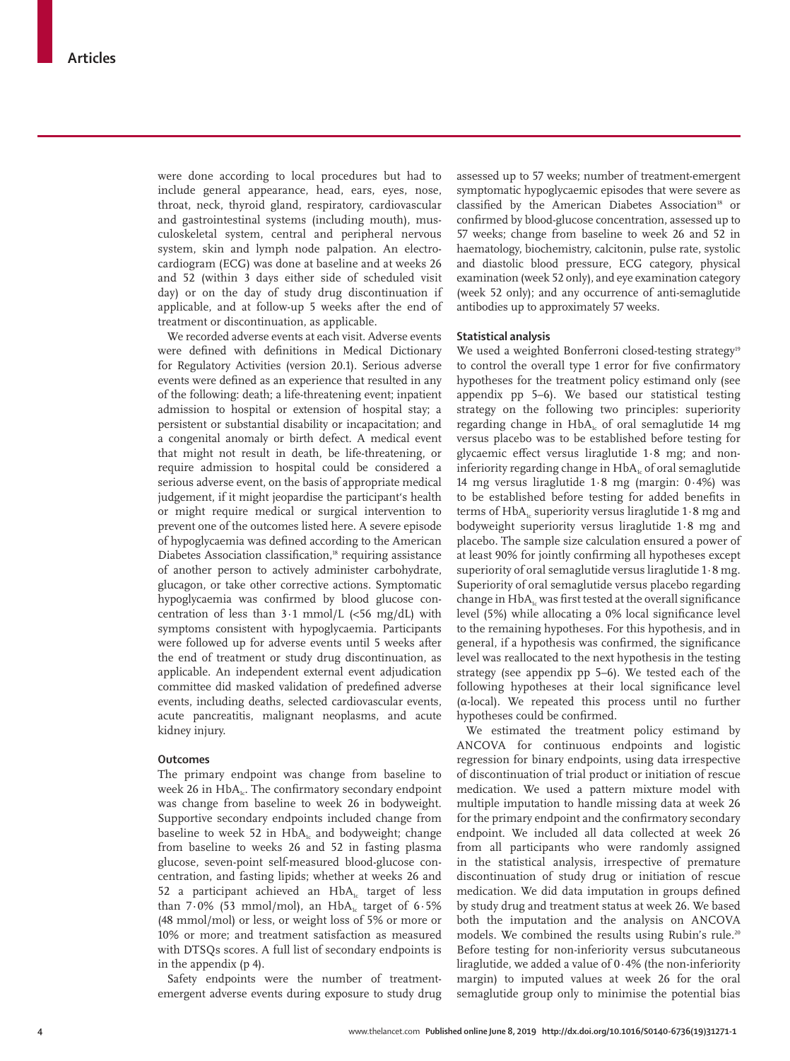were done according to local procedures but had to include general appearance, head, ears, eyes, nose, throat, neck, thyroid gland, respiratory, cardiovascular and gastrointestinal systems (including mouth), musculoskeletal system, central and peripheral nervous system, skin and lymph node palpation. An electrocardiogram (ECG) was done at baseline and at weeks 26 and 52 (within 3 days either side of scheduled visit day) or on the day of study drug discontinuation if applicable, and at follow-up 5 weeks after the end of treatment or discontinuation, as applicable.

We recorded adverse events at each visit. Adverse events were defined with definitions in Medical Dictionary for Regulatory Activities (version 20.1). Serious adverse events were defined as an experience that resulted in any of the following: death; a life-threatening event; inpatient admission to hospital or extension of hospital stay; a persistent or substantial disability or incapacitation; and a congenital anomaly or birth defect. A medical event that might not result in death, be life-threatening, or require admission to hospital could be considered a serious adverse event, on the basis of appropriate medical judgement, if it might jeopardise the participant's health or might require medical or surgical intervention to prevent one of the outcomes listed here. A severe episode of hypoglycaemia was defined according to the American Diabetes Association classification,[18] requiring assistance of another person to actively administer carbohydrate, glucagon, or take other corrective actions. Symptomatic hypoglycaemia was confirmed by blood glucose concentration of less than 3·1 mmol/L (<56 mg/dL) with symptoms consistent with hypoglycaemia. Participants were followed up for adverse events until 5 weeks after the end of treatment or study drug discontinuation, as applicable. An independent external event adjudication committee did masked validation of predefined adverse events, including deaths, selected cardiovascular events, acute pancreatitis, malignant neoplasms, and acute kidney injury.

### Outcomes

The primary endpoint was change from baseline to week 26 in $HbA_{1c}$. The confirmatory secondary endpoint was change from baseline to week 26 in bodyweight. Supportive secondary endpoints included change from baseline to week 52 in $HbA_{1c}$ and bodyweight; change from baseline to weeks 26 and 52 in fasting plasma glucose, seven-point self-measured blood-glucose concentration, and fasting lipids; whether at weeks 26 and 52 a participant achieved an $HbA_{1c}$ target of less than 7·0% (53 mmol/mol), an $HbA_{1c}$ target of 6·5% (48 mmol/mol) or less, or weight loss of 5% or more or 10% or more; and treatment satisfaction as measured with DTSQs scores. A full list of secondary endpoints is in the appendix (p 4).

Safety endpoints were the number of treatment-emergent adverse events during exposure to study drug assessed up to 57 weeks; number of treatment-emergent symptomatic hypoglycaemic episodes that were severe as classified by the American Diabetes Association[18] or confirmed by blood-glucose concentration, assessed up to 57 weeks; change from baseline to week 26 and 52 in haematology, biochemistry, calcitonin, pulse rate, systolic and diastolic blood pressure, ECG category, physical examination (week 52 only), and eye examination category (week 52 only); and any occurrence of anti-semaglutide antibodies up to approximately 57 weeks.

### Statistical analysis

We used a weighted Bonferroni closed-testing strategy[19] to control the overall type 1 error for five confirmatory hypotheses for the treatment policy estimand only (see appendix pp 5–6). We based our statistical testing strategy on the following two principles: superiority regarding change in $HbA_{1c}$ of oral semaglutide 14 mg versus placebo was to be established before testing for glycaemic effect versus liraglutide 1·8 mg; and non-inferiority regarding change in $HbA_{1c}$ of oral semaglutide 14 mg versus liraglutide 1·8 mg (margin: 0·4%) was to be established before testing for added benefits in terms of $HbA_{1c}$ superiority versus liraglutide 1·8 mg and bodyweight superiority versus liraglutide 1·8 mg and placebo. The sample size calculation ensured a power of at least 90% for jointly confirming all hypotheses except superiority of oral semaglutide versus liraglutide 1·8 mg. Superiority of oral semaglutide versus placebo regarding change in $HbA_{1c}$ was first tested at the overall significance level (5%) while allocating a 0% local significance level to the remaining hypotheses. For this hypothesis, and in general, if a hypothesis was confirmed, the significance level was reallocated to the next hypothesis in the testing strategy (see appendix pp 5–6). We tested each of the following hypotheses at their local significance level (α-local). We repeated this process until no further hypotheses could be confirmed.

We estimated the treatment policy estimand by ANCOVA for continuous endpoints and logistic regression for binary endpoints, using data irrespective of discontinuation of trial product or initiation of rescue medication. We used a pattern mixture model with multiple imputation to handle missing data at week 26 for the primary endpoint and the confirmatory secondary endpoint. We included all data collected at week 26 from all participants who were randomly assigned in the statistical analysis, irrespective of premature discontinuation of study drug or initiation of rescue medication. We did data imputation in groups defined by study drug and treatment status at week 26. We based both the imputation and the analysis on ANCOVA models. We combined the results using Rubin's rule.[20] Before testing for non-inferiority versus subcutaneous liraglutide, we added a value of 0·4% (the non-inferiority margin) to imputed values at week 26 for the oral semaglutide group only to minimise the potential bias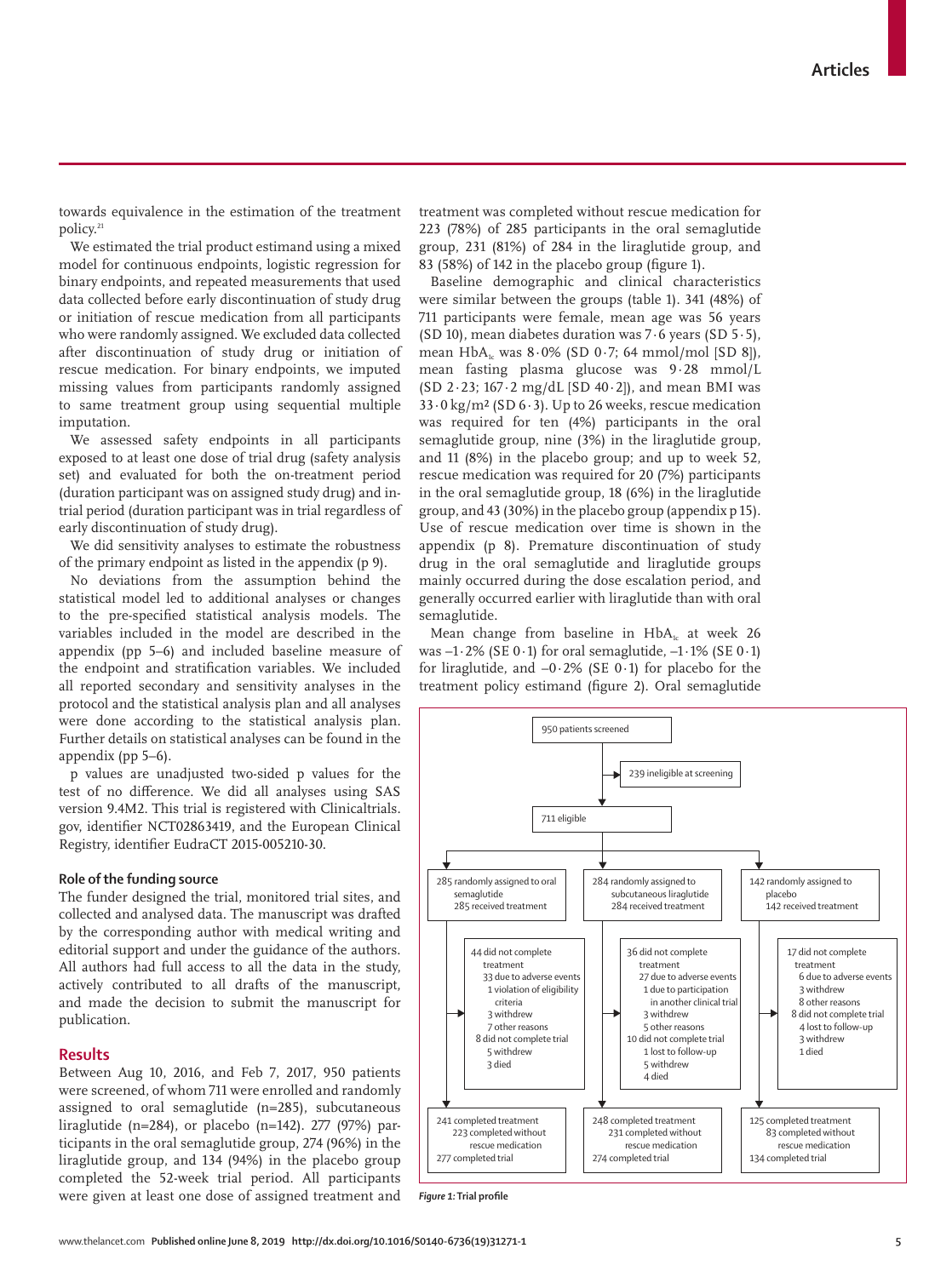towards equivalence in the estimation of the treatment policy.[21]

We estimated the trial product estimand using a mixed model for continuous endpoints, logistic regression for binary endpoints, and repeated measurements that used data collected before early discontinuation of study drug or initiation of rescue medication from all participants who were randomly assigned. We excluded data collected after discontinuation of study drug or initiation of rescue medication. For binary endpoints, we imputed missing values from participants randomly assigned to same treatment group using sequential multiple imputation.

We assessed safety endpoints in all participants exposed to at least one dose of trial drug (safety analysis set) and evaluated for both the on-treatment period (duration participant was on assigned study drug) and in-trial period (duration participant was in trial regardless of early discontinuation of study drug).

We did sensitivity analyses to estimate the robustness of the primary endpoint as listed in the appendix (p 9).

No deviations from the assumption behind the statistical model led to additional analyses or changes to the pre-specified statistical analysis models. The variables included in the model are described in the appendix (pp 5–6) and included baseline measure of the endpoint and stratification variables. We included all reported secondary and sensitivity analyses in the protocol and the statistical analysis plan and all analyses were done according to the statistical analysis plan. Further details on statistical analyses can be found in the appendix (pp 5–6).

p values are unadjusted two-sided p values for the test of no difference. We did all analyses using SAS version 9.4M2. This trial is registered with Clinicaltrials.gov, identifier NCT02863419, and the European Clinical Registry, identifier EudraCT 2015-005210-30.

### Role of the funding source

The funder designed the trial, monitored trial sites, and collected and analysed data. The manuscript was drafted by the corresponding author with medical writing and editorial support and under the guidance of the authors. All authors had full access to all the data in the study, actively contributed to all drafts of the manuscript, and made the decision to submit the manuscript for publication.

## Results

Between Aug 10, 2016, and Feb 7, 2017, 950 patients were screened, of whom 711 were enrolled and randomly assigned to oral semaglutide (n=285), subcutaneous liraglutide (n=284), or placebo (n=142). 277 (97%) participants in the oral semaglutide group, 274 (96%) in the liraglutide group, and 134 (94%) in the placebo group completed the 52-week trial period. All participants were given at least one dose of assigned treatment and treatment was completed without rescue medication for 223 (78%) of 285 participants in the oral semaglutide group, 231 (81%) of 284 in the liraglutide group, and 83 (58%) of 142 in the placebo group (figure 1).

Baseline demographic and clinical characteristics were similar between the groups (table 1). 341 (48%) of 711 participants were female, mean age was 56 years (SD 10), mean diabetes duration was 7·6 years (SD 5·5), mean $HbA_{1c}$ was 8·0% (SD 0·7; 64 mmol/mol [SD 8]), mean fasting plasma glucose was 9·28 mmol/L (SD 2·23; 167·2 mg/dL [SD 40·2]), and mean BMI was 33·0 kg/m² (SD 6·3). Up to 26 weeks, rescue medication was required for ten (4%) participants in the oral semaglutide group, nine (3%) in the liraglutide group, and 11 (8%) in the placebo group; and up to week 52, rescue medication was required for 20 (7%) participants in the oral semaglutide group, 18 (6%) in the liraglutide group, and 43 (30%) in the placebo group (appendix p 15). Use of rescue medication over time is shown in the appendix (p 8). Premature discontinuation of study drug in the oral semaglutide and liraglutide groups mainly occurred during the dose escalation period, and generally occurred earlier with liraglutide than with oral semaglutide.

Mean change from baseline in $HbA_{1c}$ at week 26 was –1·2% (SE 0·1) for oral semaglutide, –1·1% (SE 0·1) for liraglutide, and –0·2% (SE 0·1) for placebo for the treatment policy estimand (figure 2). Oral semaglutide

950 patients screened
→ 239 ineligible at screening
711 eligible

| Oral semaglutide | Subcutaneous liraglutide | Placebo |
|---|---|---|
| 285 randomly assigned to oral semaglutide; 285 received treatment | 284 randomly assigned to subcutaneous liraglutide; 284 received treatment | 142 randomly assigned to placebo; 142 received treatment |
| 44 did not complete treatment: 33 due to adverse events, 1 violation of eligibility criteria, 3 withdrew, 7 other reasons; 8 did not complete trial: 5 withdrew, 3 died | 36 did not complete treatment: 27 due to adverse events, 1 due to participation in another clinical trial, 3 withdrew, 5 other reasons; 10 did not complete trial: 1 lost to follow-up, 5 withdrew, 4 died | 17 did not complete treatment: 6 due to adverse events, 3 withdrew, 8 other reasons; 8 did not complete trial: 4 lost to follow-up, 3 withdrew, 1 died |
| 241 completed treatment; 223 completed without rescue medication; 277 completed trial | 248 completed treatment; 231 completed without rescue medication; 274 completed trial | 125 completed treatment; 83 completed without rescue medication; 134 completed trial |

*Figure 1:* Trial profile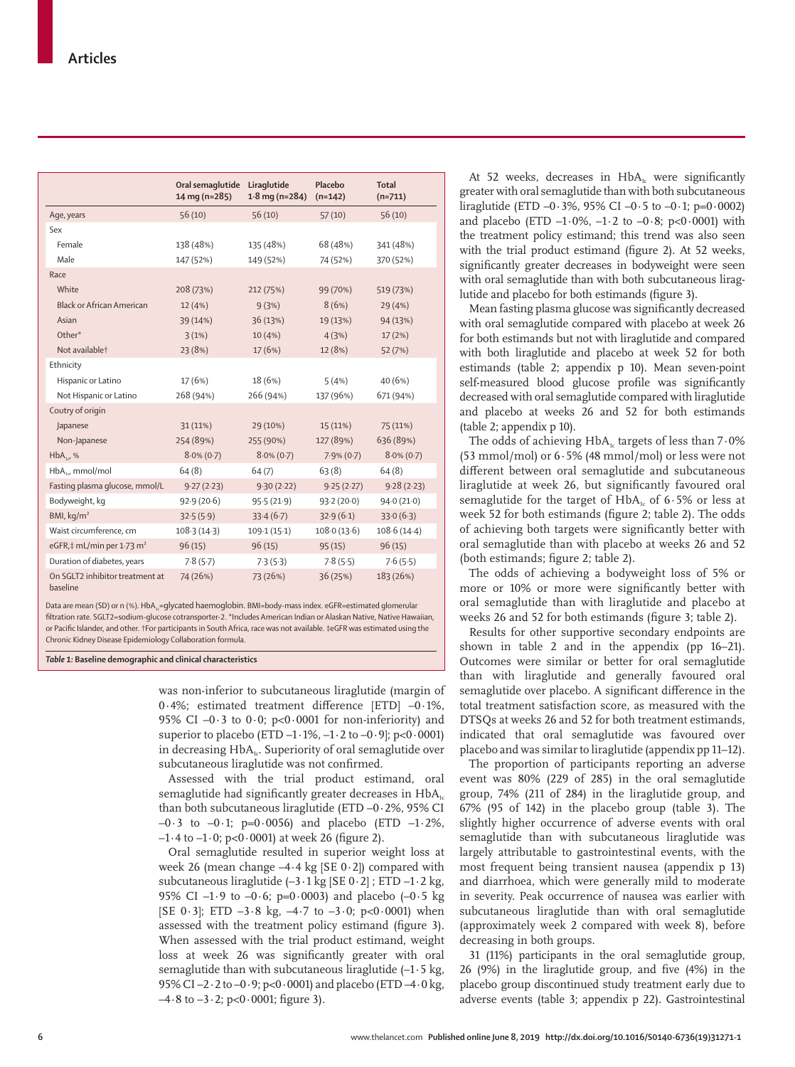| | Oral semaglutide 14 mg (n=285) | Liraglutide 1·8 mg (n=284) | Placebo (n=142) | Total (n=711) |
|---|---|---|---|---|
| Age, years | 56 (10) | 56 (10) | 57 (10) | 56 (10) |
| Sex | | | | |
| Female | 138 (48%) | 135 (48%) | 68 (48%) | 341 (48%) |
| Male | 147 (52%) | 149 (52%) | 74 (52%) | 370 (52%) |
| Race | | | | |
| White | 208 (73%) | 212 (75%) | 99 (70%) | 519 (73%) |
| Black or African American | 12 (4%) | 9 (3%) | 8 (6%) | 29 (4%) |
| Asian | 39 (14%) | 36 (13%) | 19 (13%) | 94 (13%) |
| Other* | 3 (1%) | 10 (4%) | 4 (3%) | 17 (2%) |
| Not available† | 23 (8%) | 17 (6%) | 12 (8%) | 52 (7%) |
| Ethnicity | | | | |
| Hispanic or Latino | 17 (6%) | 18 (6%) | 5 (4%) | 40 (6%) |
| Not Hispanic or Latino | 268 (94%) | 266 (94%) | 137 (96%) | 671 (94%) |
| Coutry of origin | | | | |
| Japanese | 31 (11%) | 29 (10%) | 15 (11%) | 75 (11%) |
| Non-Japanese | 254 (89%) | 255 (90%) | 127 (89%) | 636 (89%) |
| $HbA_{1c}$, % | 8·0% (0·7) | 8·0% (0·7) | 7·9% (0·7) | 8·0% (0·7) |
| $HbA_{1c}$, mmol/mol | 64 (8) | 64 (7) | 63 (8) | 64 (8) |
| Fasting plasma glucose, mmol/L | 9·27 (2·23) | 9·30 (2·22) | 9·25 (2·27) | 9·28 (2·23) |
| Bodyweight, kg | 92·9 (20·6) | 95·5 (21·9) | 93·2 (20·0) | 94·0 (21·0) |
| BMI, kg/m² | 32·5 (5·9) | 33·4 (6·7) | 32·9 (6·1) | 33·0 (6·3) |
| Waist circumference, cm | 108·3 (14·3) | 109·1 (15·1) | 108·0 (13·6) | 108·6 (14·4) |
| eGFR,‡ mL/min per 1·73 m² | 96 (15) | 96 (15) | 95 (15) | 96 (15) |
| Duration of diabetes, years | 7·8 (5·7) | 7·3 (5·3) | 7·8 (5·5) | 7·6 (5·5) |
| On SGLT2 inhibitor treatment at baseline | 74 (26%) | 73 (26%) | 36 (25%) | 183 (26%) |

Data are mean (SD) or n (%). $HbA_{1c}$=glycated haemoglobin. BMI=body-mass index. eGFR=estimated glomerular filtration rate. SGLT2=sodium-glucose cotransporter-2. *Includes American Indian or Alaskan Native, Native Hawaiian, or Pacific Islander, and other. †For participants in South Africa, race was not available. ‡eGFR was estimated using the Chronic Kidney Disease Epidemiology Collaboration formula.

*Table 1:* **Baseline demographic and clinical characteristics**

was non-inferior to subcutaneous liraglutide (margin of 0·4%; estimated treatment difference [ETD] –0·1%, 95% CI –0·3 to 0·0; p<0·0001 for non-inferiority) and superior to placebo (ETD –1·1%, –1·2 to –0·9]; p<0·0001) in decreasing $HbA_{1c}$. Superiority of oral semaglutide over subcutaneous liraglutide was not confirmed.

Assessed with the trial product estimand, oral semaglutide had significantly greater decreases in $HbA_{1c}$ than both subcutaneous liraglutide (ETD –0·2%, 95% CI –0·3 to –0·1; p=0·0056) and placebo (ETD –1·2%, –1·4 to –1·0; p<0·0001) at week 26 (figure 2).

Oral semaglutide resulted in superior weight loss at week 26 (mean change –4·4 kg [SE 0·2]) compared with subcutaneous liraglutide (–3·1 kg [SE 0·2] ; ETD –1·2 kg, 95% CI –1·9 to –0·6; p=0·0003) and placebo (–0·5 kg [SE 0·3]; ETD –3·8 kg, –4·7 to –3·0; p<0·0001) when assessed with the treatment policy estimand (figure 3). When assessed with the trial product estimand, weight loss at week 26 was significantly greater with oral semaglutide than with subcutaneous liraglutide (–1·5 kg, 95% CI –2·2 to –0·9; p<0·0001) and placebo (ETD –4·0 kg, –4·8 to –3·2; p<0·0001; figure 3).

At 52 weeks, decreases in $HbA_{1c}$ were significantly greater with oral semaglutide than with both subcutaneous liraglutide (ETD –0·3%, 95% CI –0·5 to –0·1; p=0·0002) and placebo (ETD –1·0%, –1·2 to –0·8; p<0·0001) with the treatment policy estimand; this trend was also seen with the trial product estimand (figure 2). At 52 weeks, significantly greater decreases in bodyweight were seen with oral semaglutide than with subcutaneous liraglutide and placebo for both estimands (figure 3).

Mean fasting plasma glucose was significantly decreased with oral semaglutide compared with placebo at week 26 for both estimands but not with liraglutide and compared with both liraglutide and placebo at week 52 for both estimands (table 2; appendix p 10). Mean seven-point self-measured blood glucose profile was significantly decreased with oral semaglutide compared with liraglutide and placebo at weeks 26 and 52 for both estimands (table 2; appendix p 10).

The odds of achieving $HbA_{1c}$ targets of less than 7·0% (53 mmol/mol) or 6·5% (48 mmol/mol) or less were not different between oral semaglutide and subcutaneous liraglutide at week 26, but significantly favoured oral semaglutide for the target of $HbA_{1c}$ of 6·5% or less at week 52 for both estimands (figure 2; table 2). The odds of achieving both targets were significantly better with oral semaglutide than with placebo at weeks 26 and 52 (both estimands; figure 2; table 2).

The odds of achieving a bodyweight loss of 5% or more or 10% or more were significantly better with oral semaglutide than with liraglutide and placebo at weeks 26 and 52 for both estimands (figure 3; table 2).

Results for other supportive secondary endpoints are shown in table 2 and in the appendix (pp 16–21). Outcomes were similar or better for oral semaglutide than with liraglutide and generally favoured oral semaglutide over placebo. A significant difference in the total treatment satisfaction score, as measured with the DTSQs at weeks 26 and 52 for both treatment estimands, indicated that oral semaglutide was favoured over placebo and was similar to liraglutide (appendix pp 11–12).

The proportion of participants reporting an adverse event was 80% (229 of 285) in the oral semaglutide group, 74% (211 of 284) in the liraglutide group, and 67% (95 of 142) in the placebo group (table 3). The slightly higher occurrence of adverse events with oral semaglutide than with subcutaneous liraglutide was largely attributable to gastrointestinal events, with the most frequent being transient nausea (appendix p 13) and diarrhoea, which were generally mild to moderate in severity. Peak occurrence of nausea was earlier with subcutaneous liraglutide than with oral semaglutide (approximately week 2 compared with week 8), before decreasing in both groups.

31 (11%) participants in the oral semaglutide group, 26 (9%) in the liraglutide group, and five (4%) in the placebo group discontinued study treatment early due to adverse events (table 3; appendix p 22). Gastrointestinal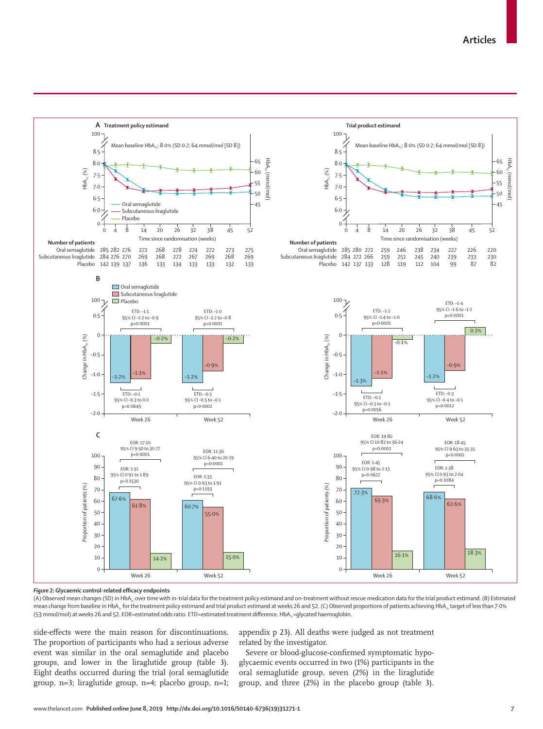**Figure 2: Glycaemic control-related efficacy endpoints**

(A) Observed mean changes (SD) in $HbA_{1c}$ over time with in-trial data for the treatment policy estimand and on-treatment without rescue medication data for the trial product estimand. (B) Estimated mean change from baseline in $HbA_{1c}$ for the treatment policy estimand and trial product estimand at weeks 26 and 52. (C) Observed proportions of patients achieving $HbA_{1c}$ target of less than 7·0% (53 mmol/mol) at weeks 26 and 52. EOR=estimated odds ratio. ETD=estimated treatment difference. $HbA_{1c}$=glycated haemoglobin.

side-effects were the main reason for discontinuations. The proportion of participants who had a serious adverse event was similar in the oral semaglutide and placebo groups, and lower in the liraglutide group (table 3). Eight deaths occurred during the trial (oral semaglutide group, n=3; liraglutide group, n=4; placebo group, n=1; appendix p 23). All deaths were judged as not treatment related by the investigator.

Severe or blood-glucose-confirmed symptomatic hypoglycaemic events occurred in two (1%) participants in the oral semaglutide group, seven (2%) in the liraglutide group, and three (2%) in the placebo group (table 3).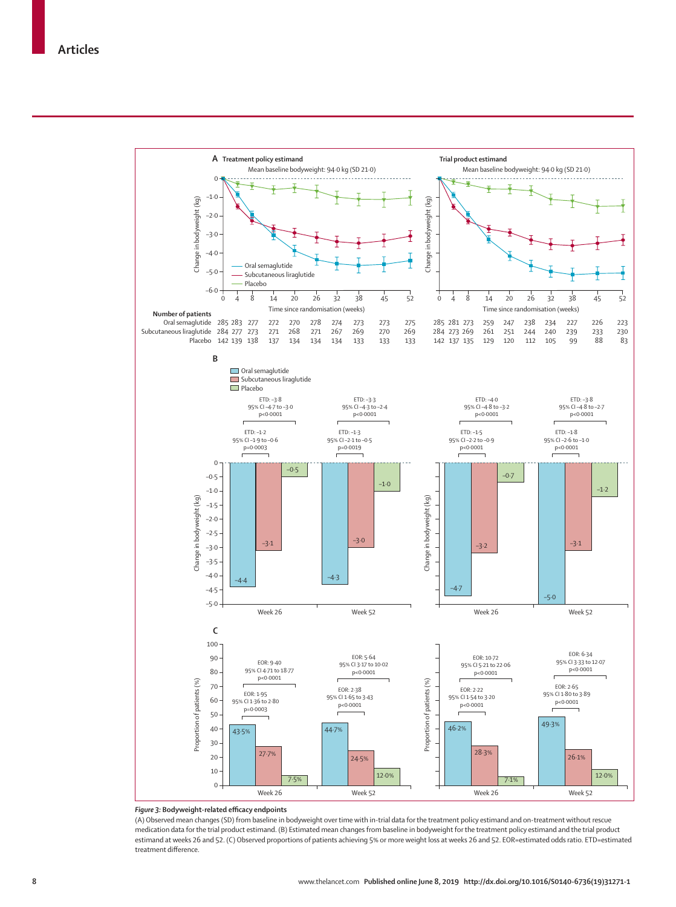**Number of patients**

| | 0 | 4 | 8 | 14 | 20 | 26 | 32 | 38 | 45 | 52 |
|---|---|---|---|---|---|---|---|---|---|---|
| **A Treatment policy estimand** | | | | | | | | | | |
| Oral semaglutide | 285 | 283 | 277 | 272 | 270 | 278 | 274 | 273 | 273 | 275 |
| Subcutaneous liraglutide | 284 | 277 | 273 | 271 | 268 | 271 | 267 | 269 | 270 | 269 |
| Placebo | 142 | 139 | 138 | 137 | 134 | 134 | 134 | 133 | 133 | 133 |
| **Trial product estimand** | | | | | | | | | | |
| Oral semaglutide | 285 | 281 | 273 | 259 | 247 | 238 | 234 | 227 | 226 | 223 |
| Subcutaneous liraglutide | 284 | 273 | 269 | 261 | 251 | 244 | 240 | 239 | 233 | 230 |
| Placebo | 142 | 137 | 135 | 129 | 120 | 112 | 105 | 99 | 88 | 83 |

*Figure 3:* **Bodyweight-related efficacy endpoints**

(A) Observed mean changes (SD) from baseline in bodyweight over time with in-trial data for the treatment policy estimand and on-treatment without rescue medication data for the trial product estimand. (B) Estimated mean changes from baseline in bodyweight for the treatment policy estimand and the trial product estimand at weeks 26 and 52. (C) Observed proportions of patients achieving 5% or more weight loss at weeks 26 and 52. EOR=estimated odds ratio. ETD=estimated treatment difference.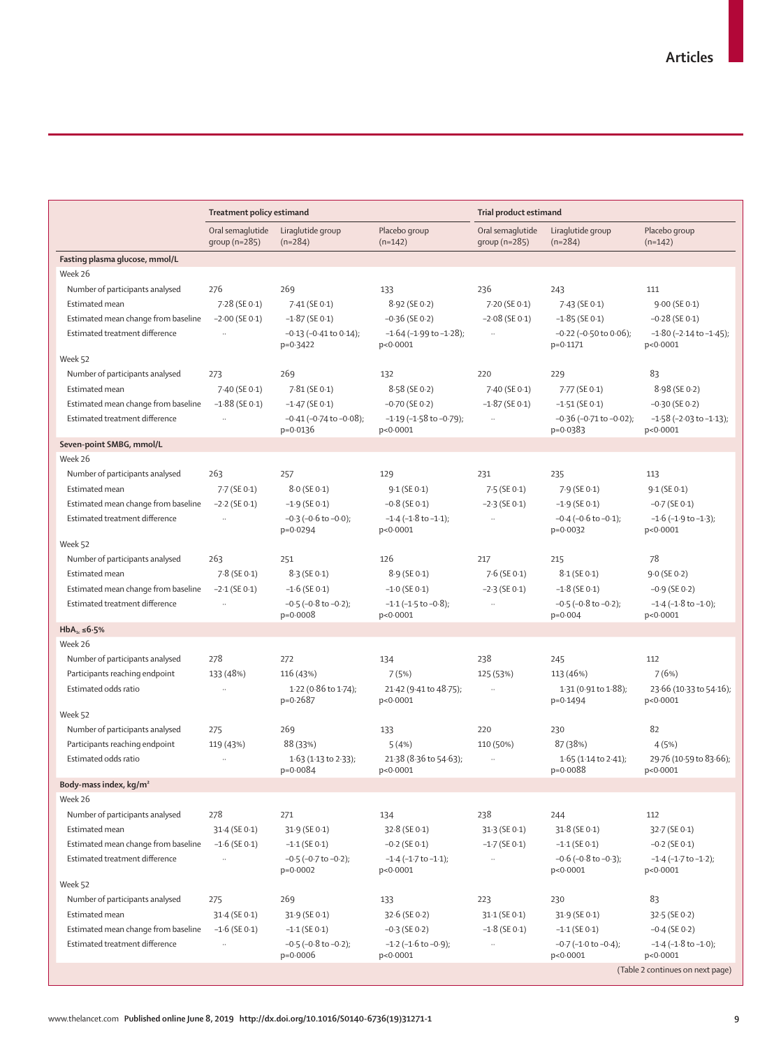| | Treatment policy estimand | | | Trial product estimand | | |
|---|---|---|---|---|---|---|
| | Oral semaglutide group (n=285) | Liraglutide group (n=284) | Placebo group (n=142) | Oral semaglutide group (n=285) | Liraglutide group (n=284) | Placebo group (n=142) |
| **Fasting plasma glucose, mmol/L** | | | | | | |
| Week 26 | | | | | | |
| Number of participants analysed | 276 | 269 | 133 | 236 | 243 | 111 |
| Estimated mean | 7·28 (SE 0·1) | 7·41 (SE 0·1) | 8·92 (SE 0·2) | 7·20 (SE 0·1) | 7·43 (SE 0·1) | 9·00 (SE 0·1) |
| Estimated mean change from baseline | −2·00 (SE 0·1) | −1·87 (SE 0·1) | −0·36 (SE 0·2) | −2·08 (SE 0·1) | −1·85 (SE 0·1) | −0·28 (SE 0·1) |
| Estimated treatment difference | .. | −0·13 (−0·41 to 0·14); p=0·3422 | −1·64 (−1·99 to −1·28); p<0·0001 | .. | −0·22 (−0·50 to 0·06); p=0·1171 | −1·80 (−2·14 to −1·45); p<0·0001 |
| Week 52 | | | | | | |
| Number of participants analysed | 273 | 269 | 132 | 220 | 229 | 83 |
| Estimated mean | 7·40 (SE 0·1) | 7·81 (SE 0·1) | 8·58 (SE 0·2) | 7·40 (SE 0·1) | 7·77 (SE 0·1) | 8·98 (SE 0·2) |
| Estimated mean change from baseline | −1·88 (SE 0·1) | −1·47 (SE 0·1) | −0·70 (SE 0·2) | −1·87 (SE 0·1) | −1·51 (SE 0·1) | −0·30 (SE 0·2) |
| Estimated treatment difference | .. | −0·41 (−0·74 to −0·08); p=0·0136 | −1·19 (−1·58 to −0·79); p<0·0001 | .. | −0·36 (−0·71 to −0·02); p=0·0383 | −1·58 (−2·03 to −1·13); p<0·0001 |
| **Seven-point SMBG, mmol/L** | | | | | | |
| Week 26 | | | | | | |
| Number of participants analysed | 263 | 257 | 129 | 231 | 235 | 113 |
| Estimated mean | 7·7 (SE 0·1) | 8·0 (SE 0·1) | 9·1 (SE 0·1) | 7·5 (SE 0·1) | 7·9 (SE 0·1) | 9·1 (SE 0·1) |
| Estimated mean change from baseline | −2·2 (SE 0·1) | −1·9 (SE 0·1) | −0·8 (SE 0·1) | −2·3 (SE 0·1) | −1·9 (SE 0·1) | −0·7 (SE 0·1) |
| Estimated treatment difference | .. | −0·3 (−0·6 to −0·0); p=0·0294 | −1·4 (−1·8 to −1·1); p<0·0001 | .. | −0·4 (−0·6 to −0·1); p=0·0032 | −1·6 (−1·9 to −1·3); p<0·0001 |
| Week 52 | | | | | | |
| Number of participants analysed | 263 | 251 | 126 | 217 | 215 | 78 |
| Estimated mean | 7·8 (SE 0·1) | 8·3 (SE 0·1) | 8·9 (SE 0·1) | 7·6 (SE 0·1) | 8·1 (SE 0·1) | 9·0 (SE 0·2) |
| Estimated mean change from baseline | −2·1 (SE 0·1) | −1·6 (SE 0·1) | −1·0 (SE 0·1) | −2·3 (SE 0·1) | −1·8 (SE 0·1) | −0·9 (SE 0·2) |
| Estimated treatment difference | .. | −0·5 (−0·8 to −0·2); p=0·0008 | −1·1 (−1·5 to −0·8); p<0·0001 | .. | −0·5 (−0·8 to −0·2); p=0·004 | −1·4 (−1·8 to −1·0); p<0·0001 |
| **$HbA_{1c}$ ≤6·5%** | | | | | | |
| Week 26 | | | | | | |
| Number of participants analysed | 278 | 272 | 134 | 238 | 245 | 112 |
| Participants reaching endpoint | 133 (48%) | 116 (43%) | 7 (5%) | 125 (53%) | 113 (46%) | 7 (6%) |
| Estimated odds ratio | .. | 1·22 (0·86 to 1·74); p=0·2687 | 21·42 (9·41 to 48·75); p<0·0001 | .. | 1·31 (0·91 to 1·88); p=0·1494 | 23·66 (10·33 to 54·16); p<0·0001 |
| Week 52 | | | | | | |
| Number of participants analysed | 275 | 269 | 133 | 220 | 230 | 82 |
| Participants reaching endpoint | 119 (43%) | 88 (33%) | 5 (4%) | 110 (50%) | 87 (38%) | 4 (5%) |
| Estimated odds ratio | .. | 1·63 (1·13 to 2·33); p=0·0084 | 21·38 (8·36 to 54·63); p<0·0001 | .. | 1·65 (1·14 to 2·41); p=0·0088 | 29·76 (10·59 to 83·66); p<0·0001 |
| **Body-mass index, kg/m²** | | | | | | |
| Week 26 | | | | | | |
| Number of participants analysed | 278 | 271 | 134 | 238 | 244 | 112 |
| Estimated mean | 31·4 (SE 0·1) | 31·9 (SE 0·1) | 32·8 (SE 0·1) | 31·3 (SE 0·1) | 31·8 (SE 0·1) | 32·7 (SE 0·1) |
| Estimated mean change from baseline | −1·6 (SE 0·1) | −1·1 (SE 0·1) | −0·2 (SE 0·1) | −1·7 (SE 0·1) | −1·1 (SE 0·1) | −0·2 (SE 0·1) |
| Estimated treatment difference | .. | −0·5 (−0·7 to −0·2); p=0·0002 | −1·4 (−1·7 to −1·1); p<0·0001 | .. | −0·6 (−0·8 to −0·3); p<0·0001 | −1·4 (−1·7 to −1·2); p<0·0001 |
| Week 52 | | | | | | |
| Number of participants analysed | 275 | 269 | 133 | 223 | 230 | 83 |
| Estimated mean | 31·4 (SE 0·1) | 31·9 (SE 0·1) | 32·6 (SE 0·2) | 31·1 (SE 0·1) | 31·9 (SE 0·1) | 32·5 (SE 0·2) |
| Estimated mean change from baseline | −1·6 (SE 0·1) | −1·1 (SE 0·1) | −0·3 (SE 0·2) | −1·8 (SE 0·1) | −1·1 (SE 0·1) | −0·4 (SE 0·2) |
| Estimated treatment difference | .. | −0·5 (−0·8 to −0·2); p=0·0006 | −1·2 (−1·6 to −0·9); p<0·0001 | .. | −0·7 (−1·0 to −0·4); p<0·0001 | −1·4 (−1·8 to −1·0); p<0·0001 |

(Table 2 continues on next page)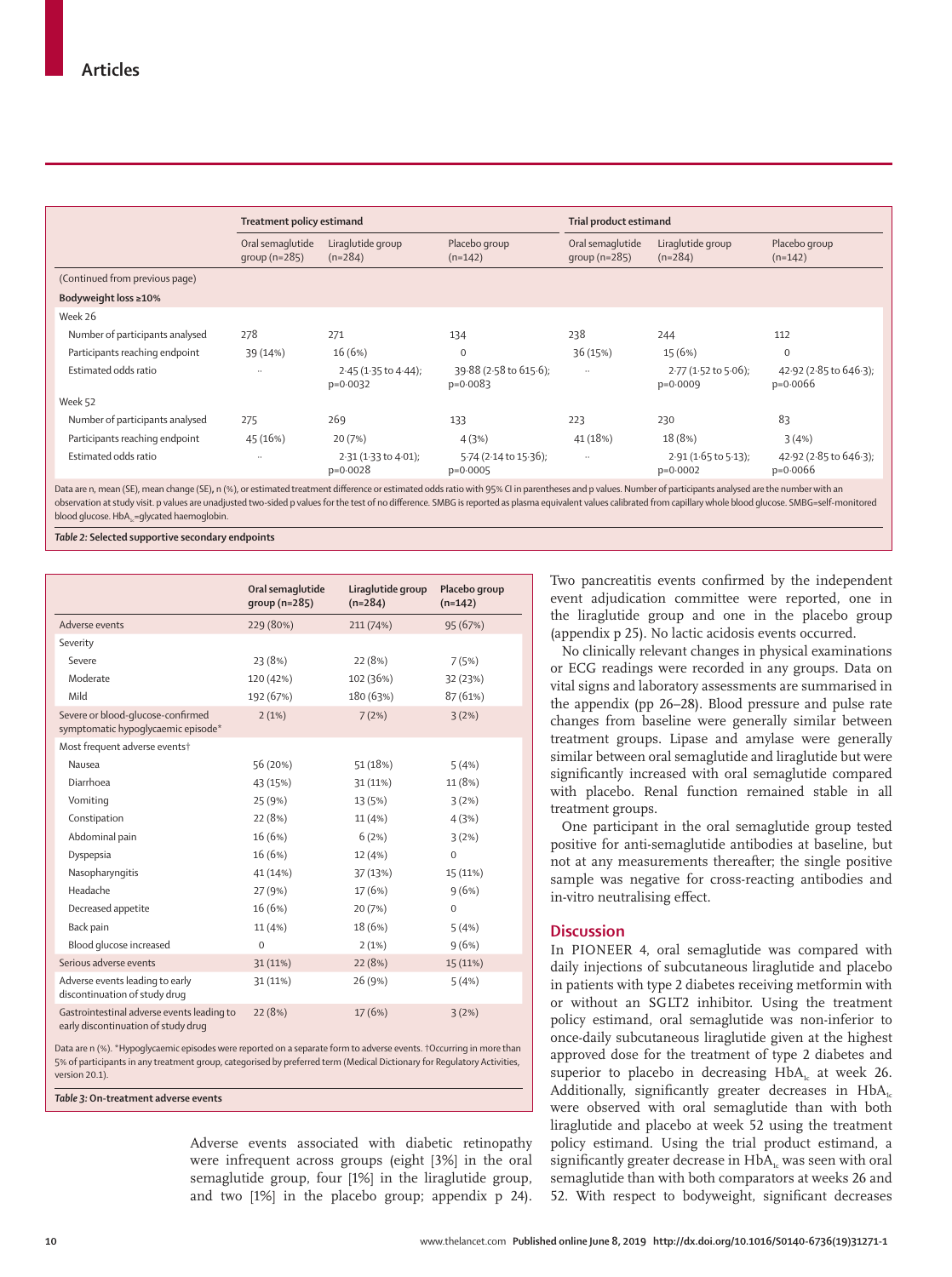| | Treatment policy estimand | | | Trial product estimand | | |
|---|---|---|---|---|---|---|
| | Oral semaglutide group (n=285) | Liraglutide group (n=284) | Placebo group (n=142) | Oral semaglutide group (n=285) | Liraglutide group (n=284) | Placebo group (n=142) |
| (Continued from previous page) | | | | | | |
| **Bodyweight loss ≥10%** | | | | | | |
| Week 26 | | | | | | |
| Number of participants analysed | 278 | 271 | 134 | 238 | 244 | 112 |
| Participants reaching endpoint | 39 (14%) | 16 (6%) | 0 | 36 (15%) | 15 (6%) | 0 |
| Estimated odds ratio | .. | 2·45 (1·35 to 4·44); p=0·0032 | 39·88 (2·58 to 615·6); p=0·0083 | .. | 2·77 (1·52 to 5·06); p=0·0009 | 42·92 (2·85 to 646·3); p=0·0066 |
| Week 52 | | | | | | |
| Number of participants analysed | 275 | 269 | 133 | 223 | 230 | 83 |
| Participants reaching endpoint | 45 (16%) | 20 (7%) | 4 (3%) | 41 (18%) | 18 (8%) | 3 (4%) |
| Estimated odds ratio | .. | 2·31 (1·33 to 4·01); p=0·0028 | 5·74 (2·14 to 15·36); p=0·0005 | .. | 2·91 (1·65 to 5·13); p=0·0002 | 42·92 (2·85 to 646·3); p=0·0066 |

Data are n, mean (SE), mean change (SE), n (%), or estimated treatment difference or estimated odds ratio with 95% CI in parentheses and p values. Number of participants analysed are the number with an observation at study visit. p values are unadjusted two-sided p values for the test of no difference. SMBG is reported as plasma equivalent values calibrated from capillary whole blood glucose. SMBG=self-monitored blood glucose. $HbA_{1c}$=glycated haemoglobin.

*Table 2:* **Selected supportive secondary endpoints**

| | Oral semaglutide group (n=285) | Liraglutide group (n=284) | Placebo group (n=142) |
|---|---|---|---|
| Adverse events | 229 (80%) | 211 (74%) | 95 (67%) |
| Severity | | | |
| Severe | 23 (8%) | 22 (8%) | 7 (5%) |
| Moderate | 120 (42%) | 102 (36%) | 32 (23%) |
| Mild | 192 (67%) | 180 (63%) | 87 (61%) |
| Severe or blood-glucose-confirmed symptomatic hypoglycaemic episode* | 2 (1%) | 7 (2%) | 3 (2%) |
| Most frequent adverse events† | | | |
| Nausea | 56 (20%) | 51 (18%) | 5 (4%) |
| Diarrhoea | 43 (15%) | 31 (11%) | 11 (8%) |
| Vomiting | 25 (9%) | 13 (5%) | 3 (2%) |
| Constipation | 22 (8%) | 11 (4%) | 4 (3%) |
| Abdominal pain | 16 (6%) | 6 (2%) | 3 (2%) |
| Dyspepsia | 16 (6%) | 12 (4%) | 0 |
| Nasopharyngitis | 41 (14%) | 37 (13%) | 15 (11%) |
| Headache | 27 (9%) | 17 (6%) | 9 (6%) |
| Decreased appetite | 16 (6%) | 20 (7%) | 0 |
| Back pain | 11 (4%) | 18 (6%) | 5 (4%) |
| Blood glucose increased | 0 | 2 (1%) | 9 (6%) |
| Serious adverse events | 31 (11%) | 22 (8%) | 15 (11%) |
| Adverse events leading to early discontinuation of study drug | 31 (11%) | 26 (9%) | 5 (4%) |
| Gastrointestinal adverse events leading to early discontinuation of study drug | 22 (8%) | 17 (6%) | 3 (2%) |

Data are n (%). *Hypoglycaemic episodes were reported on a separate form to adverse events. †Occurring in more than 5% of participants in any treatment group, categorised by preferred term (Medical Dictionary for Regulatory Activities, version 20.1).

*Table 3:* **On-treatment adverse events**

Adverse events associated with diabetic retinopathy were infrequent across groups (eight [3%] in the oral semaglutide group, four [1%] in the liraglutide group, and two [1%] in the placebo group; appendix p 24). Two pancreatitis events confirmed by the independent event adjudication committee were reported, one in the liraglutide group and one in the placebo group (appendix p 25). No lactic acidosis events occurred.

No clinically relevant changes in physical examinations or ECG readings were recorded in any groups. Data on vital signs and laboratory assessments are summarised in the appendix (pp 26–28). Blood pressure and pulse rate changes from baseline were generally similar between treatment groups. Lipase and amylase were generally similar between oral semaglutide and liraglutide but were significantly increased with oral semaglutide compared with placebo. Renal function remained stable in all treatment groups.

One participant in the oral semaglutide group tested positive for anti-semaglutide antibodies at baseline, but not at any measurements thereafter; the single positive sample was negative for cross-reacting antibodies and in-vitro neutralising effect.

## Discussion

In PIONEER 4, oral semaglutide was compared with daily injections of subcutaneous liraglutide and placebo in patients with type 2 diabetes receiving metformin with or without an SGLT2 inhibitor. Using the treatment policy estimand, oral semaglutide was non-inferior to once-daily subcutaneous liraglutide given at the highest approved dose for the treatment of type 2 diabetes and superior to placebo in decreasing $HbA_{1c}$ at week 26. Additionally, significantly greater decreases in $HbA_{1c}$ were observed with oral semaglutide than with both liraglutide and placebo at week 52 using the treatment policy estimand. Using the trial product estimand, a significantly greater decrease in $HbA_{1c}$ was seen with oral semaglutide than with both comparators at weeks 26 and 52. With respect to bodyweight, significant decreases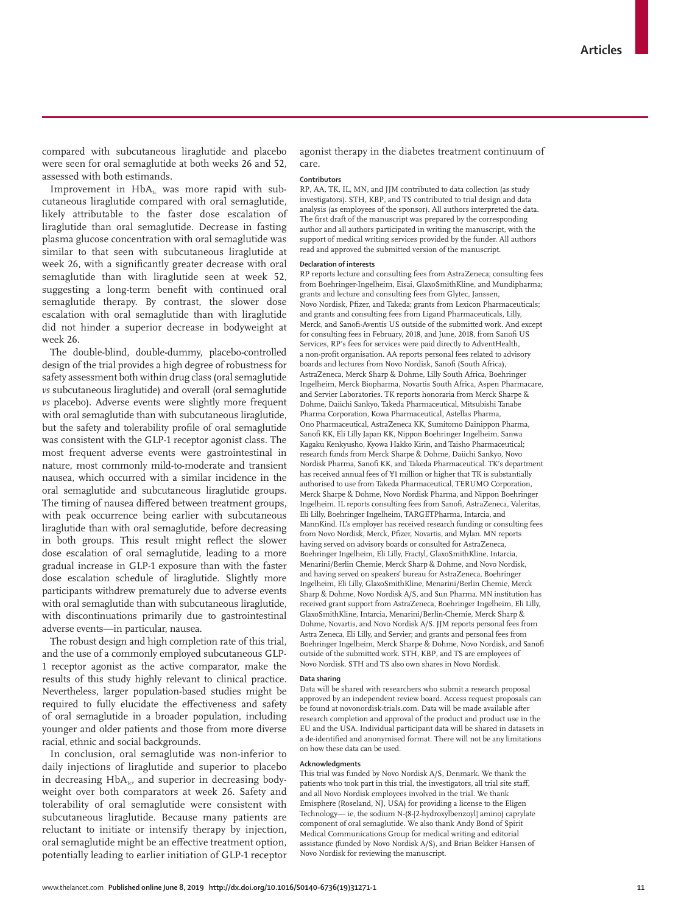compared with subcutaneous liraglutide and placebo were seen for oral semaglutide at both weeks 26 and 52, assessed with both estimands.

Improvement in $HbA_{1c}$ was more rapid with subcutaneous liraglutide compared with oral semaglutide, likely attributable to the faster dose escalation of liraglutide than oral semaglutide. Decrease in fasting plasma glucose concentration with oral semaglutide was similar to that seen with subcutaneous liraglutide at week 26, with a significantly greater decrease with oral semaglutide than with liraglutide seen at week 52, suggesting a long-term benefit with continued oral semaglutide therapy. By contrast, the slower dose escalation with oral semaglutide than with liraglutide did not hinder a superior decrease in bodyweight at week 26.

The double-blind, double-dummy, placebo-controlled design of the trial provides a high degree of robustness for safety assessment both within drug class (oral semaglutide *vs* subcutaneous liraglutide) and overall (oral semaglutide *vs* placebo). Adverse events were slightly more frequent with oral semaglutide than with subcutaneous liraglutide, but the safety and tolerability profile of oral semaglutide was consistent with the GLP-1 receptor agonist class. The most frequent adverse events were gastrointestinal in nature, most commonly mild-to-moderate and transient nausea, which occurred with a similar incidence in the oral semaglutide and subcutaneous liraglutide groups. The timing of nausea differed between treatment groups, with peak occurrence being earlier with subcutaneous liraglutide than with oral semaglutide, before decreasing in both groups. This result might reflect the slower dose escalation of oral semaglutide, leading to a more gradual increase in GLP-1 exposure than with the faster dose escalation schedule of liraglutide. Slightly more participants withdrew prematurely due to adverse events with oral semaglutide than with subcutaneous liraglutide, with discontinuations primarily due to gastrointestinal adverse events—in particular, nausea.

The robust design and high completion rate of this trial, and the use of a commonly employed subcutaneous GLP-1 receptor agonist as the active comparator, make the results of this study highly relevant to clinical practice. Nevertheless, larger population-based studies might be required to fully elucidate the effectiveness and safety of oral semaglutide in a broader population, including younger and older patients and those from more diverse racial, ethnic and social backgrounds.

In conclusion, oral semaglutide was non-inferior to daily injections of liraglutide and superior to placebo in decreasing $HbA_{1c}$, and superior in decreasing bodyweight over both comparators at week 26. Safety and tolerability of oral semaglutide were consistent with subcutaneous liraglutide. Because many patients are reluctant to initiate or intensify therapy by injection, oral semaglutide might be an effective treatment option, potentially leading to earlier initiation of GLP-1 receptor agonist therapy in the diabetes treatment continuum of care.

#### Contributors

RP, AA, TK, IL, MN, and JJM contributed to data collection (as study investigators). STH, KBP, and TS contributed to trial design and data analysis (as employees of the sponsor). All authors interpreted the data. The first draft of the manuscript was prepared by the corresponding author and all authors participated in writing the manuscript, with the support of medical writing services provided by the funder. All authors read and approved the submitted version of the manuscript.

#### Declaration of interests

RP reports lecture and consulting fees from AstraZeneca; consulting fees from Boehringer-Ingelheim, Eisai, GlaxoSmithKline, and Mundipharma; grants and lecture and consulting fees from Glytec, Janssen, Novo Nordisk, Pfizer, and Takeda; grants from Lexicon Pharmaceuticals; and grants and consulting fees from Ligand Pharmaceuticals, Lilly, Merck, and Sanofi-Aventis US outside of the submitted work. And except for consulting fees in February, 2018, and June, 2018, from Sanofi US Services, RP's fees for services were paid directly to AdventHealth, a non-profit organisation. AA reports personal fees related to advisory boards and lectures from Novo Nordisk, Sanofi (South Africa), AstraZeneca, Merck Sharp & Dohme, Lilly South Africa, Boehringer Ingelheim, Merck Biopharma, Novartis South Africa, Aspen Pharmacare, and Servier Laboratories. TK reports honoraria from Merck Sharpe & Dohme, Daiichi Sankyo, Takeda Pharmaceutical, Mitsubishi Tanabe Pharma Corporation, Kowa Pharmaceutical, Astellas Pharma, Ono Pharmaceutical, AstraZeneca KK, Sumitomo Dainippon Pharma, Sanofi KK, Eli Lilly Japan KK, Nippon Boehringer Ingelheim, Sanwa Kagaku Kenkyusho, Kyowa Hakko Kirin, and Taisho Pharmaceutical; research funds from Merck Sharpe & Dohme, Daiichi Sankyo, Novo Nordisk Pharma, Sanofi KK, and Takeda Pharmaceutical. TK's department has received annual fees of ¥1 million or higher that TK is substantially authorised to use from Takeda Pharmaceutical, TERUMO Corporation, Merck Sharpe & Dohme, Novo Nordisk Pharma, and Nippon Boehringer Ingelheim. IL reports consulting fees from Sanofi, AstraZeneca, Valeritas, Eli Lilly, Boehringer Ingelheim, TARGETPharma, Intarcia, and MannKind. IL's employer has received research funding or consulting fees from Novo Nordisk, Merck, Pfizer, Novartis, and Mylan. MN reports having served on advisory boards or consulted for AstraZeneca, Boehringer Ingelheim, Eli Lilly, Fractyl, GlaxoSmithKline, Intarcia, Menarini/Berlin Chemie, Merck Sharp & Dohme, and Novo Nordisk, and having served on speakers' bureau for AstraZeneca, Boehringer Ingelheim, Eli Lilly, GlaxoSmithKline, Menarini/Berlin Chemie, Merck Sharp & Dohme, Novo Nordisk A/S, and Sun Pharma. MN institution has received grant support from AstraZeneca, Boehringer Ingelheim, Eli Lilly, GlaxoSmithKline, Intarcia, Menarini/Berlin-Chemie, Merck Sharp & Dohme, Novartis, and Novo Nordisk A/S. JJM reports personal fees from Astra Zeneca, Eli Lilly, and Servier; and grants and personal fees from Boehringer Ingelheim, Merck Sharpe & Dohme, Novo Nordisk, and Sanofi outside of the submitted work. STH, KBP, and TS are employees of Novo Nordisk. STH and TS also own shares in Novo Nordisk.

#### Data sharing

Data will be shared with researchers who submit a research proposal approved by an independent review board. Access request proposals can be found at novonordisk-trials.com. Data will be made available after research completion and approval of the product and product use in the EU and the USA. Individual participant data will be shared in datasets in a de-identified and anonymised format. There will not be any limitations on how these data can be used.

#### Acknowledgments

This trial was funded by Novo Nordisk A/S, Denmark. We thank the patients who took part in this trial, the investigators, all trial site staff, and all Novo Nordisk employees involved in the trial. We thank Emisphere (Roseland, NJ, USA) for providing a license to the Eligen Technology— ie, the sodium N-(8-[2-hydroxylbenzoyl] amino) caprylate component of oral semaglutide. We also thank Andy Bond of Spirit Medical Communications Group for medical writing and editorial assistance (funded by Novo Nordisk A/S), and Brian Bekker Hansen of Novo Nordisk for reviewing the manuscript.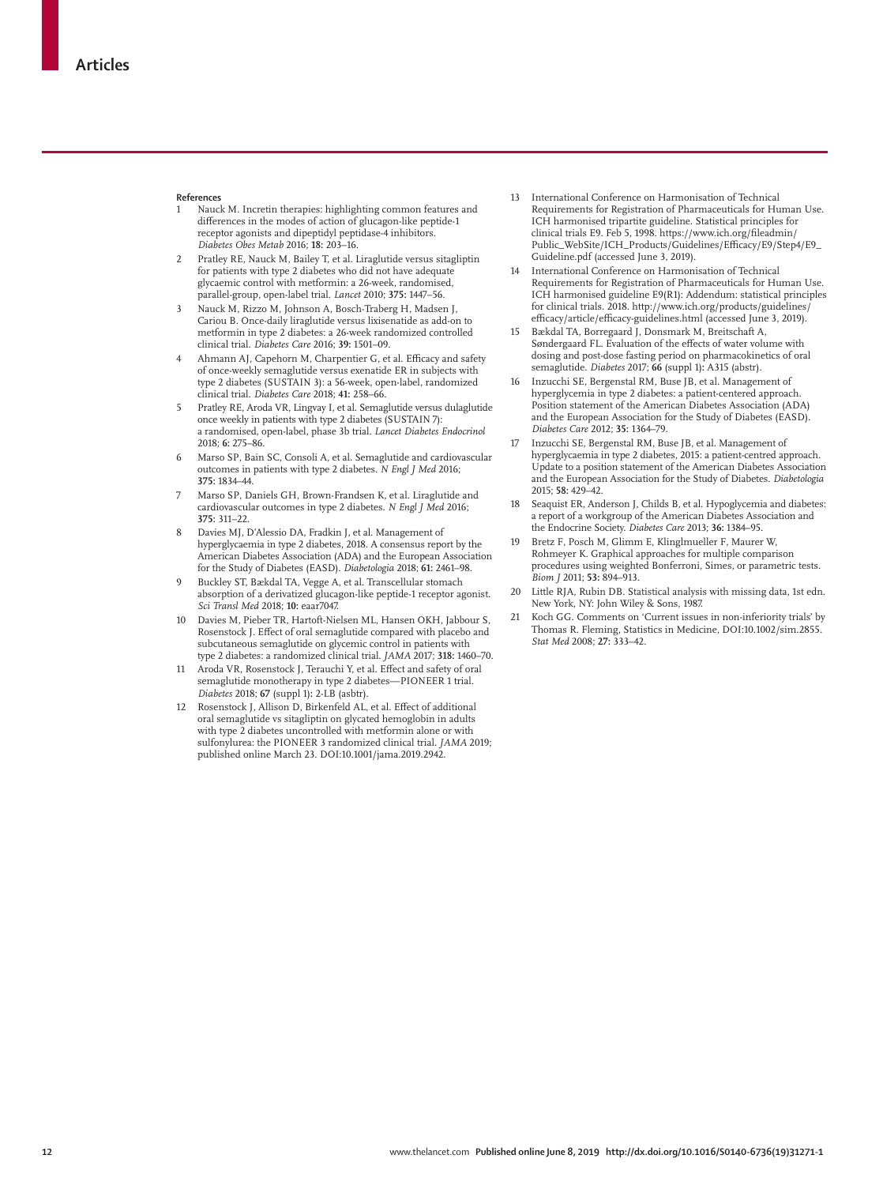## References

1. Nauck M. Incretin therapies: highlighting common features and differences in the modes of action of glucagon-like peptide-1 receptor agonists and dipeptidyl peptidase-4 inhibitors. *Diabetes Obes Metab* 2016; **18:** 203–16.
2. Pratley RE, Nauck M, Bailey T, et al. Liraglutide versus sitagliptin for patients with type 2 diabetes who did not have adequate glycaemic control with metformin: a 26-week, randomised, parallel-group, open-label trial. *Lancet* 2010; **375:** 1447–56.
3. Nauck M, Rizzo M, Johnson A, Bosch-Traberg H, Madsen J, Cariou B. Once-daily liraglutide versus lixisenatide as add-on to metformin in type 2 diabetes: a 26-week randomized controlled clinical trial. *Diabetes Care* 2016; **39:** 1501–09.
4. Ahmann AJ, Capehorn M, Charpentier G, et al. Efficacy and safety of once-weekly semaglutide versus exenatide ER in subjects with type 2 diabetes (SUSTAIN 3): a 56-week, open-label, randomized clinical trial. *Diabetes Care* 2018; **41:** 258–66.
5. Pratley RE, Aroda VR, Lingvay I, et al. Semaglutide versus dulaglutide once weekly in patients with type 2 diabetes (SUSTAIN 7): a randomised, open-label, phase 3b trial. *Lancet Diabetes Endocrinol* 2018; **6:** 275–86.
6. Marso SP, Bain SC, Consoli A, et al. Semaglutide and cardiovascular outcomes in patients with type 2 diabetes. *N Engl J Med* 2016; **375:** 1834–44.
7. Marso SP, Daniels GH, Brown-Frandsen K, et al. Liraglutide and cardiovascular outcomes in type 2 diabetes. *N Engl J Med* 2016; **375:** 311–22.
8. Davies MJ, D'Alessio DA, Fradkin J, et al. Management of hyperglycaemia in type 2 diabetes, 2018. A consensus report by the American Diabetes Association (ADA) and the European Association for the Study of Diabetes (EASD). *Diabetologia* 2018; **61:** 2461–98.
9. Buckley ST, Bækdal TA, Vegge A, et al. Transcellular stomach absorption of a derivatized glucagon-like peptide-1 receptor agonist. *Sci Transl Med* 2018; **10:** eaar7047.
10. Davies M, Pieber TR, Hartoft-Nielsen ML, Hansen OKH, Jabbour S, Rosenstock J. Effect of oral semaglutide compared with placebo and subcutaneous semaglutide on glycemic control in patients with type 2 diabetes: a randomized clinical trial. *JAMA* 2017; **318:** 1460–70.
11. Aroda VR, Rosenstock J, Terauchi Y, et al. Effect and safety of oral semaglutide monotherapy in type 2 diabetes—PIONEER 1 trial. *Diabetes* 2018; **67** (suppl 1)**:** 2-LB (asbtr).
12. Rosenstock J, Allison D, Birkenfeld AL, et al. Effect of additional oral semaglutide vs sitagliptin on glycated hemoglobin in adults with type 2 diabetes uncontrolled with metformin alone or with sulfonylurea: the PIONEER 3 randomized clinical trial. *JAMA* 2019; published online March 23. DOI:10.1001/jama.2019.2942.
13. International Conference on Harmonisation of Technical Requirements for Registration of Pharmaceuticals for Human Use. ICH harmonised tripartite guideline. Statistical principles for clinical trials E9. Feb 5, 1998. https://www.ich.org/fileadmin/Public_WebSite/ICH_Products/Guidelines/Efficacy/E9/Step4/E9_Guideline.pdf (accessed June 3, 2019).
14. International Conference on Harmonisation of Technical Requirements for Registration of Pharmaceuticals for Human Use. ICH harmonised guideline E9(R1): Addendum: statistical principles for clinical trials. 2018. http://www.ich.org/products/guidelines/efficacy/article/efficacy-guidelines.html (accessed June 3, 2019).
15. Bækdal TA, Borregaard J, Donsmark M, Breitschaft A, Søndergaard FL. Evaluation of the effects of water volume with dosing and post-dose fasting period on pharmacokinetics of oral semaglutide. *Diabetes* 2017; **66** (suppl 1)**:** A315 (abstr).
16. Inzucchi SE, Bergenstal RM, Buse JB, et al. Management of hyperglycemia in type 2 diabetes: a patient-centered approach. Position statement of the American Diabetes Association (ADA) and the European Association for the Study of Diabetes (EASD). *Diabetes Care* 2012; **35:** 1364–79.
17. Inzucchi SE, Bergenstal RM, Buse JB, et al. Management of hyperglycaemia in type 2 diabetes, 2015: a patient-centred approach. Update to a position statement of the American Diabetes Association and the European Association for the Study of Diabetes. *Diabetologia* 2015; **58:** 429–42.
18. Seaquist ER, Anderson J, Childs B, et al. Hypoglycemia and diabetes: a report of a workgroup of the American Diabetes Association and the Endocrine Society. *Diabetes Care* 2013; **36:** 1384–95.
19. Bretz F, Posch M, Glimm E, Klinglmueller F, Maurer W, Rohmeyer K. Graphical approaches for multiple comparison procedures using weighted Bonferroni, Simes, or parametric tests. *Biom J* 2011; **53:** 894–913.
20. Little RJA, Rubin DB. Statistical analysis with missing data, 1st edn. New York, NY: John Wiley & Sons, 1987.
21. Koch GG. Comments on 'Current issues in non-inferiority trials' by Thomas R. Fleming, Statistics in Medicine, DOI:10.1002/sim.2855. *Stat Med* 2008; **27:** 333–42.